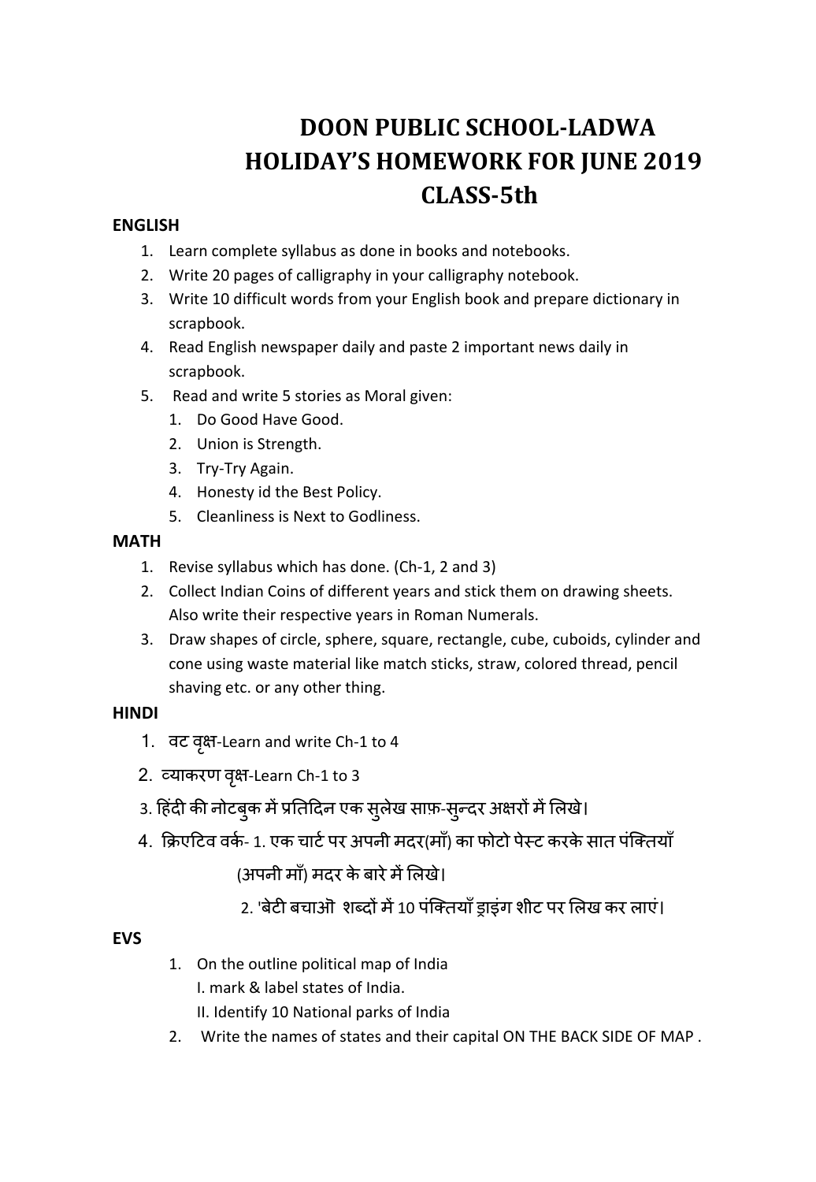# DOON PUBLIC SCHOOL-LADWA
# HOLIDAY'S HOMEWORK FOR JUNE 2019
# CLASS-5th

**ENGLISH**

1. Learn complete syllabus as done in books and notebooks.
2. Write 20 pages of calligraphy in your calligraphy notebook.
3. Write 10 difficult words from your English book and prepare dictionary in scrapbook.
4. Read English newspaper daily and paste 2 important news daily in scrapbook.
5. Read and write 5 stories as Moral given:
   1. Do Good Have Good.
   2. Union is Strength.
   3. Try-Try Again.
   4. Honesty id the Best Policy.
   5. Cleanliness is Next to Godliness.

**MATH**

1. Revise syllabus which has done. (Ch-1, 2 and 3)
2. Collect Indian Coins of different years and stick them on drawing sheets. Also write their respective years in Roman Numerals.
3. Draw shapes of circle, sphere, square, rectangle, cube, cuboids, cylinder and cone using waste material like match sticks, straw, colored thread, pencil shaving etc. or any other thing.

**HINDI**

1. वट वृक्ष-Learn and write Ch-1 to 4
2. व्याकरण वृक्ष-Learn Ch-1 to 3
3. हिंदी की नोटबुक में प्रतिदिन एक सुलेख साफ़-सुन्दर अक्षरों में लिखे।
4. क्रिएटिव वर्क- 1. एक चार्ट पर अपनी मदर(माँ) का फोटो पेस्ट करके सात पंक्तियाँ (अपनी माँ) मदर के बारे में लिखे।

   2. 'बेटी बचाओ' शब्दों में 10 पंक्तियाँ ड्राइंग शीट पर लिख कर लाएं।

**EVS**

1. On the outline political map of India
   I. mark & label states of India.
   II. Identify 10 National parks of India
2. Write the names of states and their capital ON THE BACK SIDE OF MAP .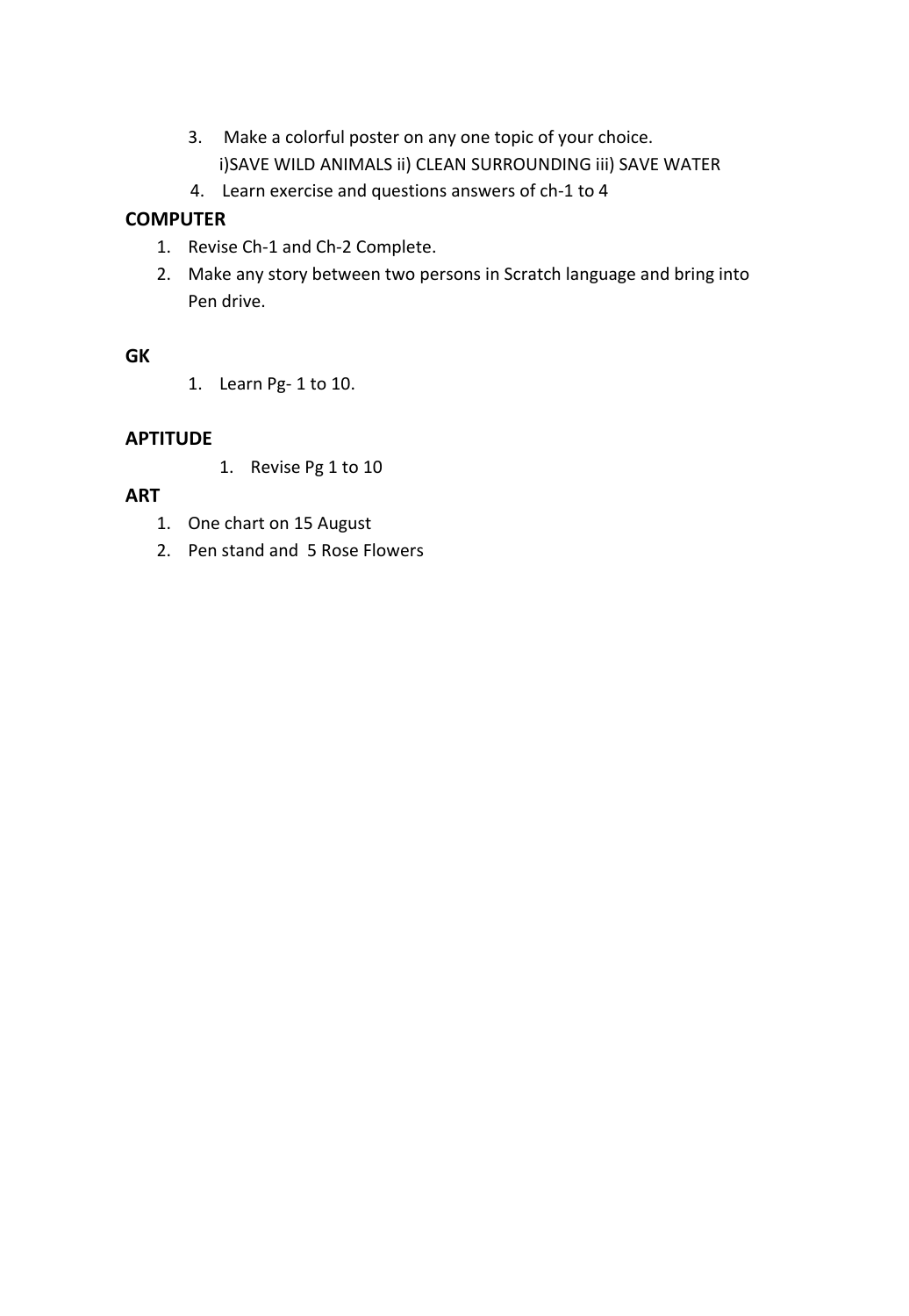3. Make a colorful poster on any one topic of your choice.
   i)SAVE WILD ANIMALS ii) CLEAN SURROUNDING iii) SAVE WATER
4. Learn exercise and questions answers of ch-1 to 4

**COMPUTER**

1. Revise Ch-1 and Ch-2 Complete.
2. Make any story between two persons in Scratch language and bring into Pen drive.

**GK**

1. Learn Pg- 1 to 10.

**APTITUDE**

1. Revise Pg 1 to 10

**ART**

1. One chart on 15 August
2. Pen stand and 5 Rose Flowers